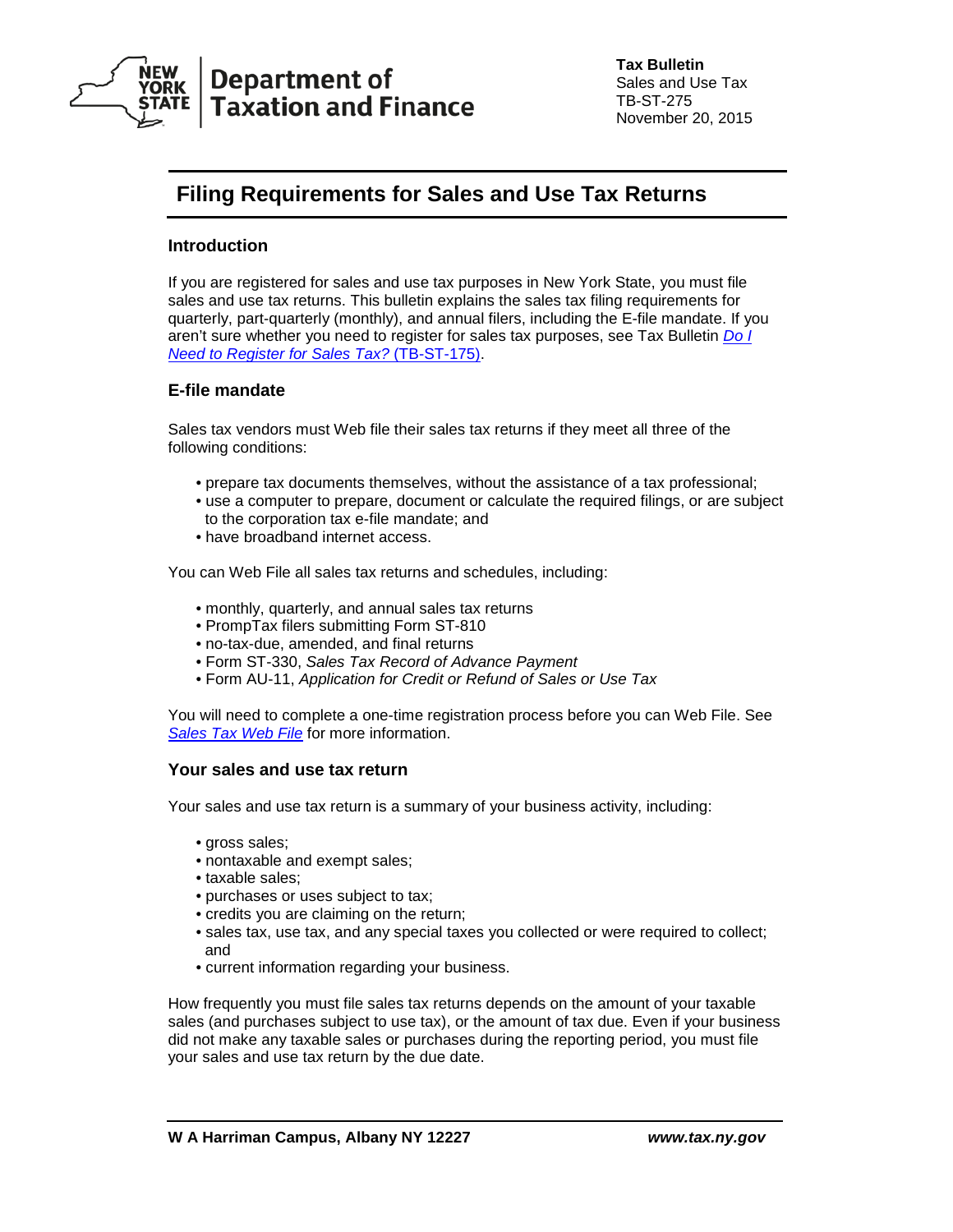**Department of Taxation and Finance**

**Tax Bulletin**
Sales and Use Tax
TB-ST-275
November 20, 2015

# Filing Requirements for Sales and Use Tax Returns

## Introduction

If you are registered for sales and use tax purposes in New York State, you must file sales and use tax returns. This bulletin explains the sales tax filing requirements for quarterly, part-quarterly (monthly), and annual filers, including the E-file mandate. If you aren't sure whether you need to register for sales tax purposes, see Tax Bulletin *Do I Need to Register for Sales Tax?* (TB-ST-175).

## E-file mandate

Sales tax vendors must Web file their sales tax returns if they meet all three of the following conditions:

- prepare tax documents themselves, without the assistance of a tax professional;
- use a computer to prepare, document or calculate the required filings, or are subject to the corporation tax e-file mandate; and
- have broadband internet access.

You can Web File all sales tax returns and schedules, including:

- monthly, quarterly, and annual sales tax returns
- PrompTax filers submitting Form ST-810
- no-tax-due, amended, and final returns
- Form ST-330, *Sales Tax Record of Advance Payment*
- Form AU-11, *Application for Credit or Refund of Sales or Use Tax*

You will need to complete a one-time registration process before you can Web File. See *Sales Tax Web File* for more information.

## Your sales and use tax return

Your sales and use tax return is a summary of your business activity, including:

- gross sales;
- nontaxable and exempt sales;
- taxable sales;
- purchases or uses subject to tax;
- credits you are claiming on the return;
- sales tax, use tax, and any special taxes you collected or were required to collect; and
- current information regarding your business.

How frequently you must file sales tax returns depends on the amount of your taxable sales (and purchases subject to use tax), or the amount of tax due. Even if your business did not make any taxable sales or purchases during the reporting period, you must file your sales and use tax return by the due date.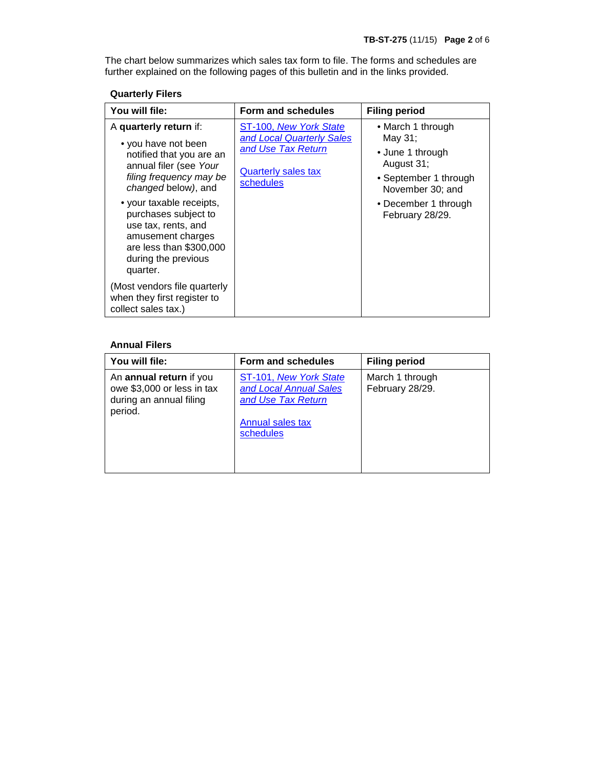The chart below summarizes which sales tax form to file. The forms and schedules are further explained on the following pages of this bulletin and in the links provided.

**Quarterly Filers**

| You will file: | Form and schedules | Filing period |
|---|---|---|
| A **quarterly return** if:<br>• you have not been notified that you are an annual filer (see *Your filing frequency may be changed* below), and<br>• your taxable receipts, purchases subject to use tax, rents, and amusement charges are less than $300,000 during the previous quarter.<br>(Most vendors file quarterly when they first register to collect sales tax.) | ST-100, *New York State and Local Quarterly Sales and Use Tax Return*<br><br>Quarterly sales tax schedules | • March 1 through May 31;<br>• June 1 through August 31;<br>• September 1 through November 30; and<br>• December 1 through February 28/29. |

**Annual Filers**

| You will file: | Form and schedules | Filing period |
|---|---|---|
| An **annual return** if you owe $3,000 or less in tax during an annual filing period. | ST-101, *New York State and Local Annual Sales and Use Tax Return*<br><br>Annual sales tax schedules | March 1 through February 28/29. |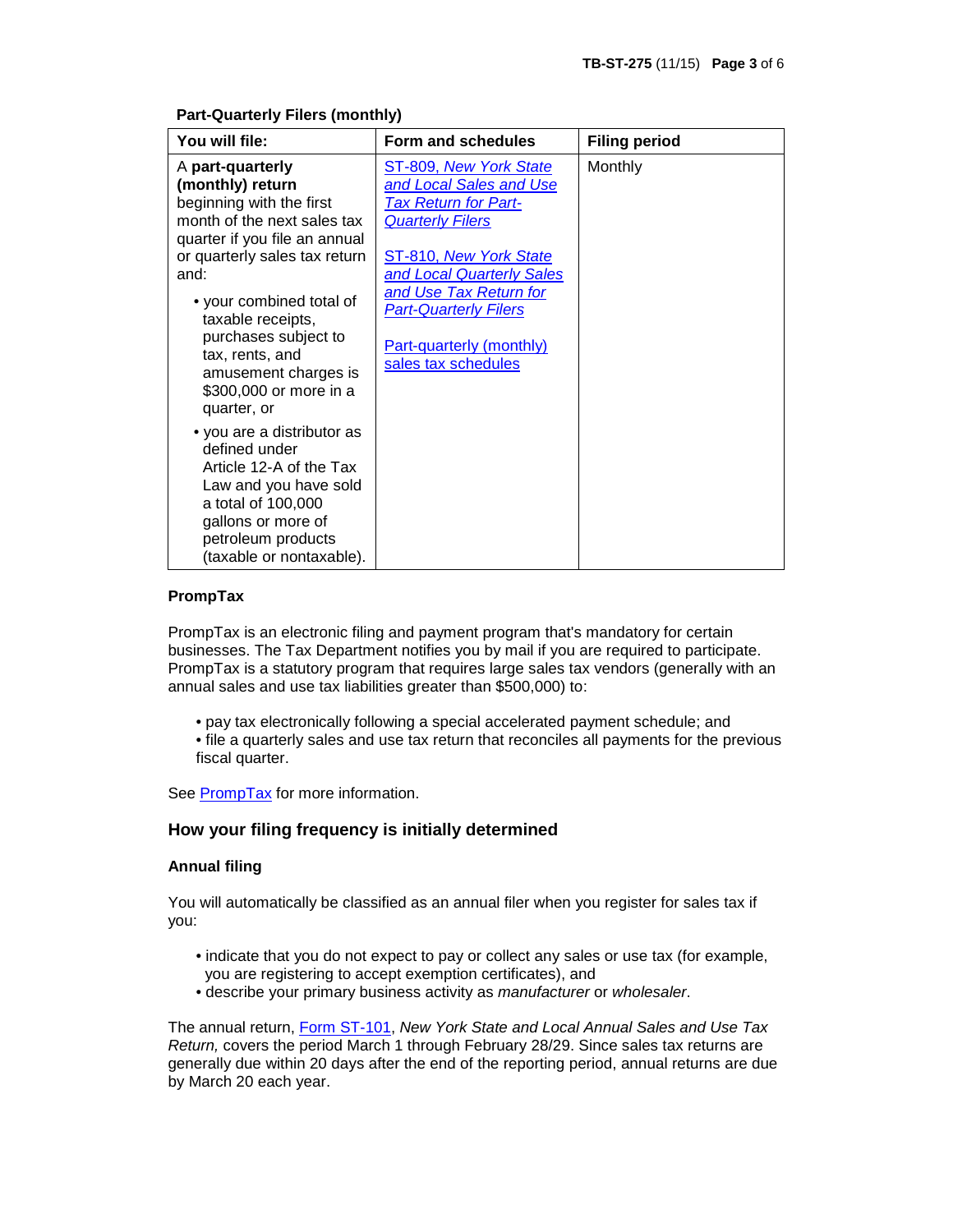**Part-Quarterly Filers (monthly)**

| You will file: | Form and schedules | Filing period |
|---|---|---|
| A **part-quarterly (monthly) return** beginning with the first month of the next sales tax quarter if you file an annual or quarterly sales tax return and:<br>• your combined total of taxable receipts, purchases subject to tax, rents, and amusement charges is $300,000 or more in a quarter, or<br>• you are a distributor as defined under Article 12-A of the Tax Law and you have sold a total of 100,000 gallons or more of petroleum products (taxable or nontaxable). | ST-809, *New York State and Local Sales and Use Tax Return for Part-Quarterly Filers*<br><br>ST-810, *New York State and Local Quarterly Sales and Use Tax Return for Part-Quarterly Filers*<br><br>Part-quarterly (monthly) sales tax schedules | Monthly |

**PrompTax**

PrompTax is an electronic filing and payment program that's mandatory for certain businesses. The Tax Department notifies you by mail if you are required to participate. PrompTax is a statutory program that requires large sales tax vendors (generally with an annual sales and use tax liabilities greater than $500,000) to:

- pay tax electronically following a special accelerated payment schedule; and
- file a quarterly sales and use tax return that reconciles all payments for the previous fiscal quarter.

See PrompTax for more information.

## How your filing frequency is initially determined

**Annual filing**

You will automatically be classified as an annual filer when you register for sales tax if you:

- indicate that you do not expect to pay or collect any sales or use tax (for example, you are registering to accept exemption certificates), and
- describe your primary business activity as *manufacturer* or *wholesaler*.

The annual return, Form ST-101, *New York State and Local Annual Sales and Use Tax Return,* covers the period March 1 through February 28/29. Since sales tax returns are generally due within 20 days after the end of the reporting period, annual returns are due by March 20 each year.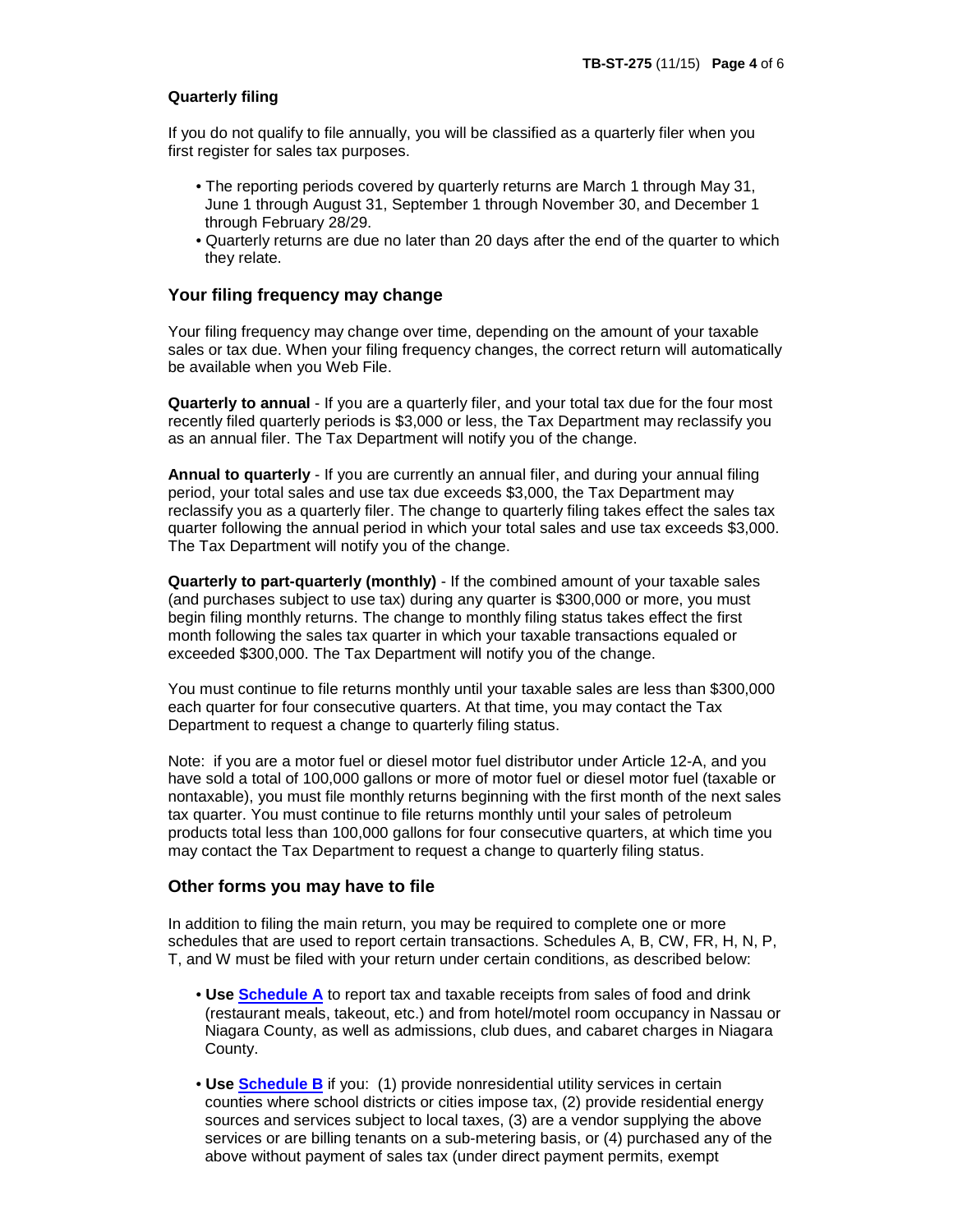**Quarterly filing**

If you do not qualify to file annually, you will be classified as a quarterly filer when you first register for sales tax purposes.

- The reporting periods covered by quarterly returns are March 1 through May 31, June 1 through August 31, September 1 through November 30, and December 1 through February 28/29.
- Quarterly returns are due no later than 20 days after the end of the quarter to which they relate.

## Your filing frequency may change

Your filing frequency may change over time, depending on the amount of your taxable sales or tax due. When your filing frequency changes, the correct return will automatically be available when you Web File.

**Quarterly to annual** - If you are a quarterly filer, and your total tax due for the four most recently filed quarterly periods is $3,000 or less, the Tax Department may reclassify you as an annual filer. The Tax Department will notify you of the change.

**Annual to quarterly** - If you are currently an annual filer, and during your annual filing period, your total sales and use tax due exceeds $3,000, the Tax Department may reclassify you as a quarterly filer. The change to quarterly filing takes effect the sales tax quarter following the annual period in which your total sales and use tax exceeds $3,000. The Tax Department will notify you of the change.

**Quarterly to part-quarterly (monthly)** - If the combined amount of your taxable sales (and purchases subject to use tax) during any quarter is $300,000 or more, you must begin filing monthly returns. The change to monthly filing status takes effect the first month following the sales tax quarter in which your taxable transactions equaled or exceeded $300,000. The Tax Department will notify you of the change.

You must continue to file returns monthly until your taxable sales are less than $300,000 each quarter for four consecutive quarters. At that time, you may contact the Tax Department to request a change to quarterly filing status.

Note: if you are a motor fuel or diesel motor fuel distributor under Article 12-A, and you have sold a total of 100,000 gallons or more of motor fuel or diesel motor fuel (taxable or nontaxable), you must file monthly returns beginning with the first month of the next sales tax quarter. You must continue to file returns monthly until your sales of petroleum products total less than 100,000 gallons for four consecutive quarters, at which time you may contact the Tax Department to request a change to quarterly filing status.

## Other forms you may have to file

In addition to filing the main return, you may be required to complete one or more schedules that are used to report certain transactions. Schedules A, B, CW, FR, H, N, P, T, and W must be filed with your return under certain conditions, as described below:

- **Use Schedule A** to report tax and taxable receipts from sales of food and drink (restaurant meals, takeout, etc.) and from hotel/motel room occupancy in Nassau or Niagara County, as well as admissions, club dues, and cabaret charges in Niagara County.

- **Use Schedule B** if you: (1) provide nonresidential utility services in certain counties where school districts or cities impose tax, (2) provide residential energy sources and services subject to local taxes, (3) are a vendor supplying the above services or are billing tenants on a sub-metering basis, or (4) purchased any of the above without payment of sales tax (under direct payment permits, exempt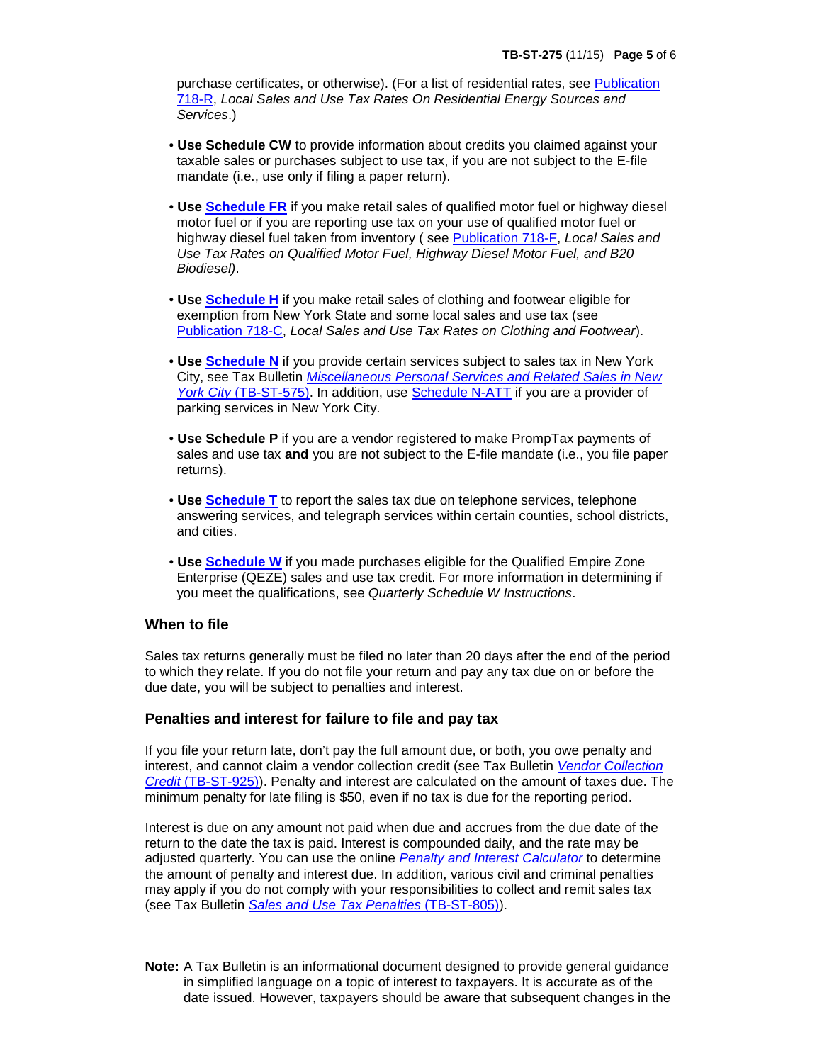purchase certificates, or otherwise). (For a list of residential rates, see Publication 718-R, *Local Sales and Use Tax Rates On Residential Energy Sources and Services*.)

- **Use Schedule CW** to provide information about credits you claimed against your taxable sales or purchases subject to use tax, if you are not subject to the E-file mandate (i.e., use only if filing a paper return).
- **Use Schedule FR** if you make retail sales of qualified motor fuel or highway diesel motor fuel or if you are reporting use tax on your use of qualified motor fuel or highway diesel fuel taken from inventory ( see Publication 718-F, *Local Sales and Use Tax Rates on Qualified Motor Fuel, Highway Diesel Motor Fuel, and B20 Biodiesel)*.
- **Use Schedule H** if you make retail sales of clothing and footwear eligible for exemption from New York State and some local sales and use tax (see Publication 718-C, *Local Sales and Use Tax Rates on Clothing and Footwear*).
- **Use Schedule N** if you provide certain services subject to sales tax in New York City, see Tax Bulletin *Miscellaneous Personal Services and Related Sales in New York City* (TB-ST-575). In addition, use Schedule N-ATT if you are a provider of parking services in New York City.
- **Use Schedule P** if you are a vendor registered to make PrompTax payments of sales and use tax **and** you are not subject to the E-file mandate (i.e., you file paper returns).
- **Use Schedule T** to report the sales tax due on telephone services, telephone answering services, and telegraph services within certain counties, school districts, and cities.
- **Use Schedule W** if you made purchases eligible for the Qualified Empire Zone Enterprise (QEZE) sales and use tax credit. For more information in determining if you meet the qualifications, see *Quarterly Schedule W Instructions*.

## When to file

Sales tax returns generally must be filed no later than 20 days after the end of the period to which they relate. If you do not file your return and pay any tax due on or before the due date, you will be subject to penalties and interest.

## Penalties and interest for failure to file and pay tax

If you file your return late, don't pay the full amount due, or both, you owe penalty and interest, and cannot claim a vendor collection credit (see Tax Bulletin *Vendor Collection Credit* (TB-ST-925)). Penalty and interest are calculated on the amount of taxes due. The minimum penalty for late filing is $50, even if no tax is due for the reporting period.

Interest is due on any amount not paid when due and accrues from the due date of the return to the date the tax is paid. Interest is compounded daily, and the rate may be adjusted quarterly. You can use the online *Penalty and Interest Calculator* to determine the amount of penalty and interest due. In addition, various civil and criminal penalties may apply if you do not comply with your responsibilities to collect and remit sales tax (see Tax Bulletin *Sales and Use Tax Penalties* (TB-ST-805)).

**Note:** A Tax Bulletin is an informational document designed to provide general guidance in simplified language on a topic of interest to taxpayers. It is accurate as of the date issued. However, taxpayers should be aware that subsequent changes in the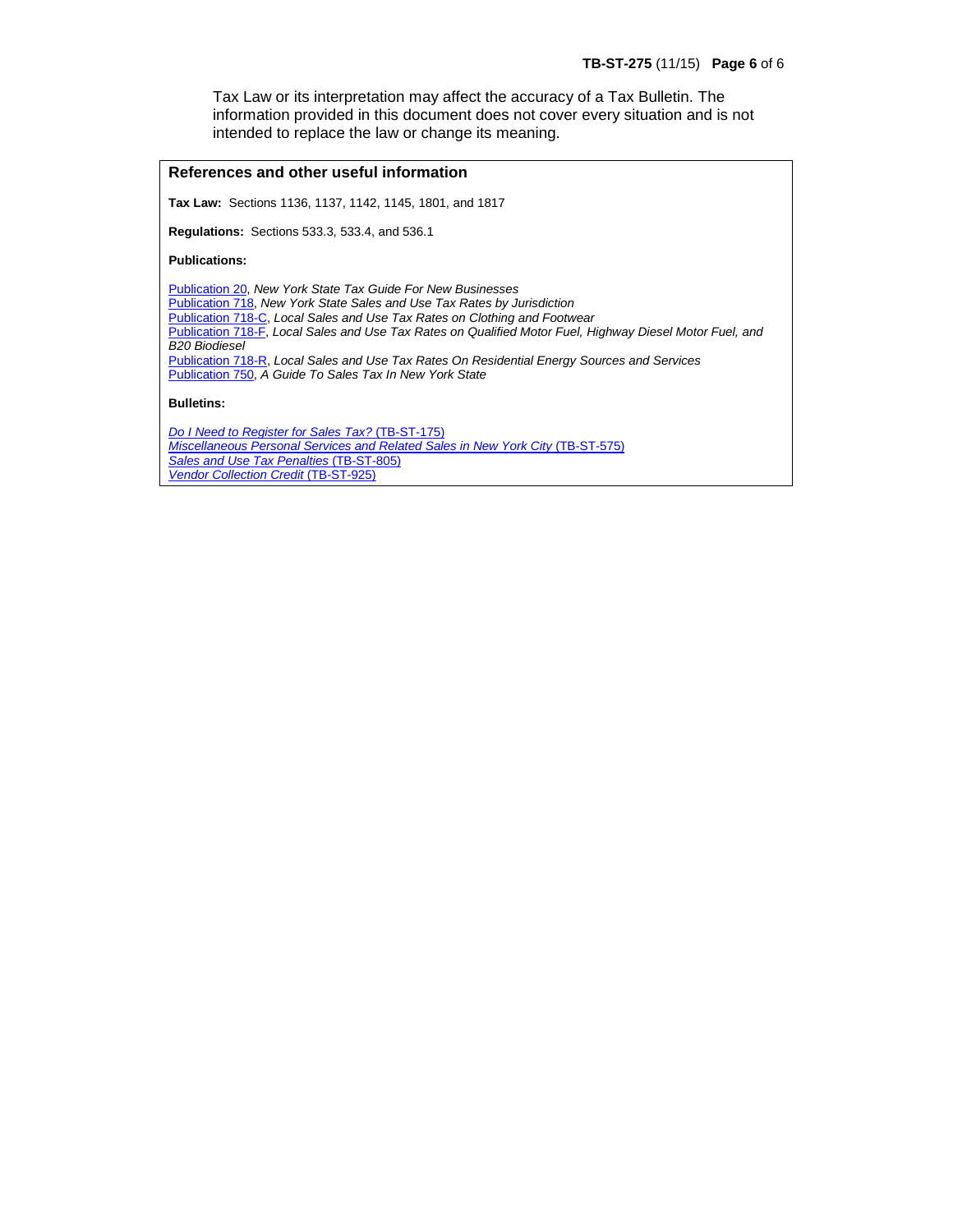Tax Law or its interpretation may affect the accuracy of a Tax Bulletin. The information provided in this document does not cover every situation and is not intended to replace the law or change its meaning.

## References and other useful information

**Tax Law:** Sections 1136, 1137, 1142, 1145, 1801, and 1817

**Regulations:** Sections 533.3, 533.4, and 536.1

**Publications:**

Publication 20, *New York State Tax Guide For New Businesses*
Publication 718, *New York State Sales and Use Tax Rates by Jurisdiction*
Publication 718-C, *Local Sales and Use Tax Rates on Clothing and Footwear*
Publication 718-F, *Local Sales and Use Tax Rates on Qualified Motor Fuel, Highway Diesel Motor Fuel, and B20 Biodiesel*
Publication 718-R, *Local Sales and Use Tax Rates On Residential Energy Sources and Services*
Publication 750, *A Guide To Sales Tax In New York State*

**Bulletins:**

*Do I Need to Register for Sales Tax?* (TB-ST-175)
*Miscellaneous Personal Services and Related Sales in New York City* (TB-ST-575)
*Sales and Use Tax Penalties* (TB-ST-805)
*Vendor Collection Credit* (TB-ST-925)